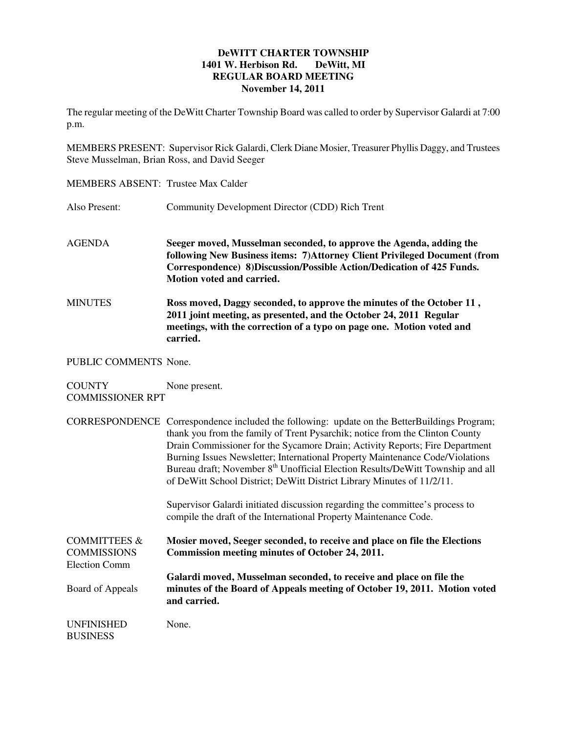**DeWITT CHARTER TOWNSHIP**
**1401 W. Herbison Rd. DeWitt, MI**
**REGULAR BOARD MEETING**
**November 14, 2011**

The regular meeting of the DeWitt Charter Township Board was called to order by Supervisor Galardi at 7:00 p.m.

MEMBERS PRESENT: Supervisor Rick Galardi, Clerk Diane Mosier, Treasurer Phyllis Daggy, and Trustees Steve Musselman, Brian Ross, and David Seeger

MEMBERS ABSENT: Trustee Max Calder

Also Present: Community Development Director (CDD) Rich Trent

AGENDA **Seeger moved, Musselman seconded, to approve the Agenda, adding the following New Business items: 7)Attorney Client Privileged Document (from Correspondence) 8)Discussion/Possible Action/Dedication of 425 Funds. Motion voted and carried.**

MINUTES **Ross moved, Daggy seconded, to approve the minutes of the October 11 , 2011 joint meeting, as presented, and the October 24, 2011 Regular meetings, with the correction of a typo on page one. Motion voted and carried.**

PUBLIC COMMENTS None.

COUNTY COMMISSIONER RPT None present.

CORRESPONDENCE Correspondence included the following: update on the BetterBuildings Program; thank you from the family of Trent Pysarchik; notice from the Clinton County Drain Commissioner for the Sycamore Drain; Activity Reports; Fire Department Burning Issues Newsletter; International Property Maintenance Code/Violations Bureau draft; November 8th Unofficial Election Results/DeWitt Township and all of DeWitt School District; DeWitt District Library Minutes of 11/2/11.

Supervisor Galardi initiated discussion regarding the committee's process to compile the draft of the International Property Maintenance Code.

COMMITTEES & COMMISSIONS
Election Comm **Mosier moved, Seeger seconded, to receive and place on file the Elections Commission meeting minutes of October 24, 2011.**

Board of Appeals **Galardi moved, Musselman seconded, to receive and place on file the minutes of the Board of Appeals meeting of October 19, 2011. Motion voted and carried.**

UNFINISHED BUSINESS None.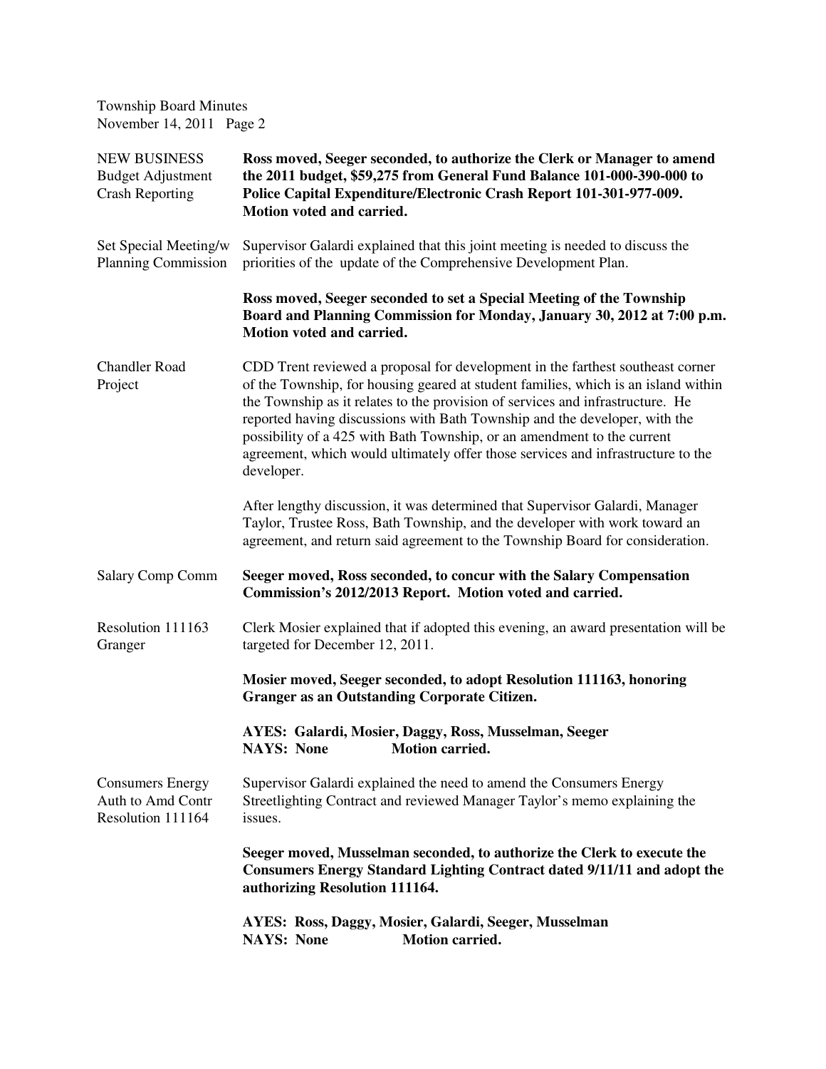NEW BUSINESS
Budget Adjustment
Crash Reporting

**Ross moved, Seeger seconded, to authorize the Clerk or Manager to amend the 2011 budget, $59,275 from General Fund Balance 101-000-390-000 to Police Capital Expenditure/Electronic Crash Report 101-301-977-009. Motion voted and carried.**

Set Special Meeting/w Planning Commission

Supervisor Galardi explained that this joint meeting is needed to discuss the priorities of the update of the Comprehensive Development Plan.

**Ross moved, Seeger seconded to set a Special Meeting of the Township Board and Planning Commission for Monday, January 30, 2012 at 7:00 p.m. Motion voted and carried.**

Chandler Road Project

CDD Trent reviewed a proposal for development in the farthest southeast corner of the Township, for housing geared at student families, which is an island within the Township as it relates to the provision of services and infrastructure. He reported having discussions with Bath Township and the developer, with the possibility of a 425 with Bath Township, or an amendment to the current agreement, which would ultimately offer those services and infrastructure to the developer.

After lengthy discussion, it was determined that Supervisor Galardi, Manager Taylor, Trustee Ross, Bath Township, and the developer with work toward an agreement, and return said agreement to the Township Board for consideration.

Salary Comp Comm

**Seeger moved, Ross seconded, to concur with the Salary Compensation Commission's 2012/2013 Report. Motion voted and carried.**

Resolution 111163
Granger

Clerk Mosier explained that if adopted this evening, an award presentation will be targeted for December 12, 2011.

**Mosier moved, Seeger seconded, to adopt Resolution 111163, honoring Granger as an Outstanding Corporate Citizen.**

**AYES: Galardi, Mosier, Daggy, Ross, Musselman, Seeger**
**NAYS: None Motion carried.**

Consumers Energy
Auth to Amd Contr
Resolution 111164

Supervisor Galardi explained the need to amend the Consumers Energy Streetlighting Contract and reviewed Manager Taylor's memo explaining the issues.

**Seeger moved, Musselman seconded, to authorize the Clerk to execute the Consumers Energy Standard Lighting Contract dated 9/11/11 and adopt the authorizing Resolution 111164.**

**AYES: Ross, Daggy, Mosier, Galardi, Seeger, Musselman**
**NAYS: None Motion carried.**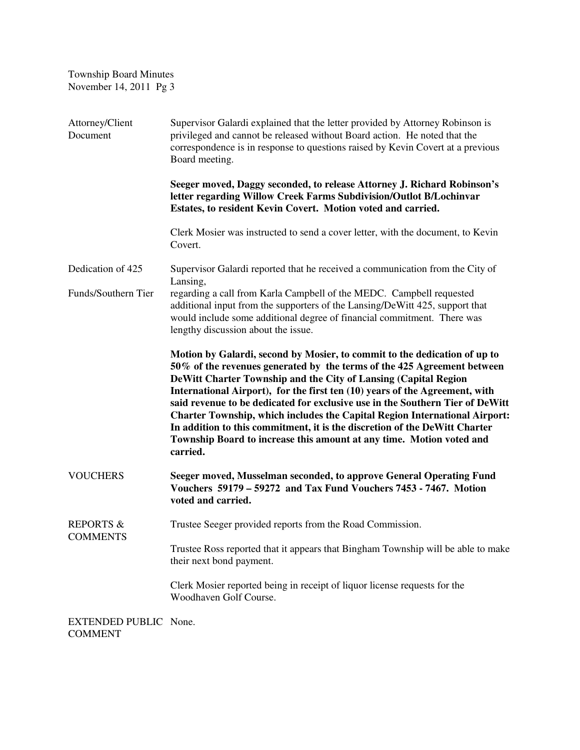Township Board Minutes
November 14, 2011 Pg 3

**Attorney/Client Document**

Supervisor Galardi explained that the letter provided by Attorney Robinson is privileged and cannot be released without Board action. He noted that the correspondence is in response to questions raised by Kevin Covert at a previous Board meeting.

**Seeger moved, Daggy seconded, to release Attorney J. Richard Robinson's letter regarding Willow Creek Farms Subdivision/Outlot B/Lochinvar Estates, to resident Kevin Covert. Motion voted and carried.**

Clerk Mosier was instructed to send a cover letter, with the document, to Kevin Covert.

**Dedication of 425 Funds/Southern Tier**

Supervisor Galardi reported that he received a communication from the City of Lansing,
regarding a call from Karla Campbell of the MEDC. Campbell requested additional input from the supporters of the Lansing/DeWitt 425, support that would include some additional degree of financial commitment. There was lengthy discussion about the issue.

**Motion by Galardi, second by Mosier, to commit to the dedication of up to 50% of the revenues generated by the terms of the 425 Agreement between DeWitt Charter Township and the City of Lansing (Capital Region International Airport), for the first ten (10) years of the Agreement, with said revenue to be dedicated for exclusive use in the Southern Tier of DeWitt Charter Township, which includes the Capital Region International Airport: In addition to this commitment, it is the discretion of the DeWitt Charter Township Board to increase this amount at any time. Motion voted and carried.**

**VOUCHERS**

**Seeger moved, Musselman seconded, to approve General Operating Fund Vouchers 59179 – 59272 and Tax Fund Vouchers 7453 - 7467. Motion voted and carried.**

**REPORTS & COMMENTS**

Trustee Seeger provided reports from the Road Commission.

Trustee Ross reported that it appears that Bingham Township will be able to make their next bond payment.

Clerk Mosier reported being in receipt of liquor license requests for the Woodhaven Golf Course.

**EXTENDED PUBLIC COMMENT**

None.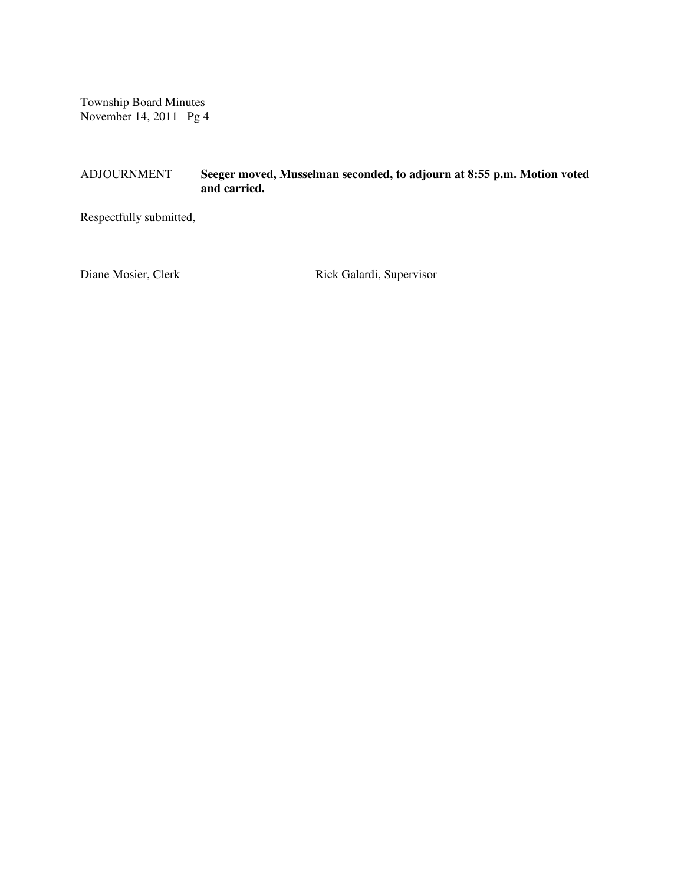ADJOURNMENT **Seeger moved, Musselman seconded, to adjourn at 8:55 p.m. Motion voted and carried.**

Respectfully submitted,

Diane Mosier, Clerk Rick Galardi, Supervisor